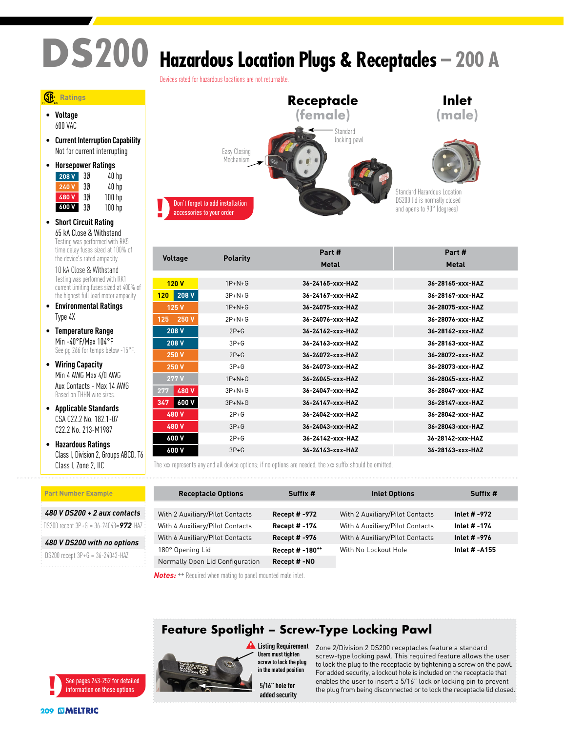# DS200 Hazardous Location Plugs & Receptacles – 200 A

Devices rated for hazardous locations are not returnable.

## Ratings

- **Voltage**
  600 VAC
- **Current Interruption Capability**
  Not for current interrupting
- **Horsepower Ratings**

| | | |
|---|---|---|
| 208 V | 3Ø | 40 hp |
| 240 V | 3Ø | 40 hp |
| 480 V | 3Ø | 100 hp |
| 600 V | 3Ø | 100 hp |

- **Short Circuit Rating**
  65 kA Close & Withstand
  Testing was performed with RK5 time delay fuses sized at 100% of the device's rated ampacity.
  10 kA Close & Withstand
  Testing was performed with RK1 current limiting fuses sized at 400% of the highest full load motor ampacity.
- **Environmental Ratings**
  Type 4X
- **Temperature Range**
  Min -40°F/Max 104°F
  See pg 266 for temps below -15°F.
- **Wiring Capacity**
  Min 4 AWG Max 4/0 AWG
  Aux Contacts - Max 14 AWG
  Based on THHN wire sizes.
- **Applicable Standards**
  CSA C22.2 No. 182.1-07
  C22.2 No. 213-M1987
- **Hazardous Ratings**
  Class I, Division 2, Groups ABCD, T6
  Class I, Zone 2, IIC

**Receptacle (female)** — Standard locking pawl; Easy Closing Mechanism

**Inlet (male)** — Standard Hazardous Location DS200 lid is normally closed and opens to 90° (degrees)

**!** Don't forget to add installation accessories to your order

| Voltage | Polarity | Receptacle (female) Part # Metal | Inlet (male) Part # Metal |
|---|---|---|---|
| 120 V | 1P+N+G | 36-24165-xxx-HAZ | 36-28165-xxx-HAZ |
| 120 / 208 V | 3P+N+G | 36-24167-xxx-HAZ | 36-28167-xxx-HAZ |
| 125 V | 1P+N+G | 36-24075-xxx-HAZ | 36-28075-xxx-HAZ |
| 125 / 250 V | 2P+N+G | 36-24076-xxx-HAZ | 36-28076-xxx-HAZ |
| 208 V | 2P+G | 36-24162-xxx-HAZ | 36-28162-xxx-HAZ |
| 208 V | 3P+G | 36-24163-xxx-HAZ | 36-28163-xxx-HAZ |
| 250 V | 2P+G | 36-24072-xxx-HAZ | 36-28072-xxx-HAZ |
| 250 V | 3P+G | 36-24073-xxx-HAZ | 36-28073-xxx-HAZ |
| 277 V | 1P+N+G | 36-24045-xxx-HAZ | 36-28045-xxx-HAZ |
| 277 / 480 V | 3P+N+G | 36-24047-xxx-HAZ | 36-28047-xxx-HAZ |
| 347 / 600 V | 3P+N+G | 36-24147-xxx-HAZ | 36-28147-xxx-HAZ |
| 480 V | 2P+G | 36-24042-xxx-HAZ | 36-28042-xxx-HAZ |
| 480 V | 3P+G | 36-24043-xxx-HAZ | 36-28043-xxx-HAZ |
| 600 V | 2P+G | 36-24142-xxx-HAZ | 36-28142-xxx-HAZ |
| 600 V | 3P+G | 36-24143-xxx-HAZ | 36-28143-xxx-HAZ |

The xxx represents any and all device options; if no options are needed, the xxx suffix should be omitted.

## Part Number Example

***480 V DS200 + 2 aux contacts***
DS200 recept 3P+G = 36-24043-**972**-HAZ

***480 V DS200 with no options***
DS200 recept 3P+G = 36-24043-HAZ

| Receptacle Options | Suffix # | Inlet Options | Suffix # |
|---|---|---|---|
| With 2 Auxiliary/Pilot Contacts | **Recept # -972** | With 2 Auxiliary/Pilot Contacts | **Inlet # -972** |
| With 4 Auxiliary/Pilot Contacts | **Recept # -174** | With 4 Auxiliary/Pilot Contacts | **Inlet # -174** |
| With 6 Auxiliary/Pilot Contacts | **Recept # -976** | With 6 Auxiliary/Pilot Contacts | **Inlet # -976** |
| 180° Opening Lid | **Recept # -180++** | With No Lockout Hole | **Inlet # -A155** |
| Normally Open Lid Configuration | **Recept # -NO** | | |

***Notes:*** ++ Required when mating to panel mounted male inlet.

**!** See pages 243-252 for detailed information on these options

## Feature Spotlight – Screw-Type Locking Pawl

**Listing Requirement**
Users must tighten screw to lock the plug in the mated position

**5/16" hole for added security**

Zone 2/Division 2 DS200 receptacles feature a standard screw-type locking pawl. This required feature allows the user to lock the plug to the receptacle by tightening a screw on the pawl. For added security, a lockout hole is included on the receptacle that enables the user to insert a 5/16" lock or locking pin to prevent the plug from being disconnected or to lock the receptacle lid closed.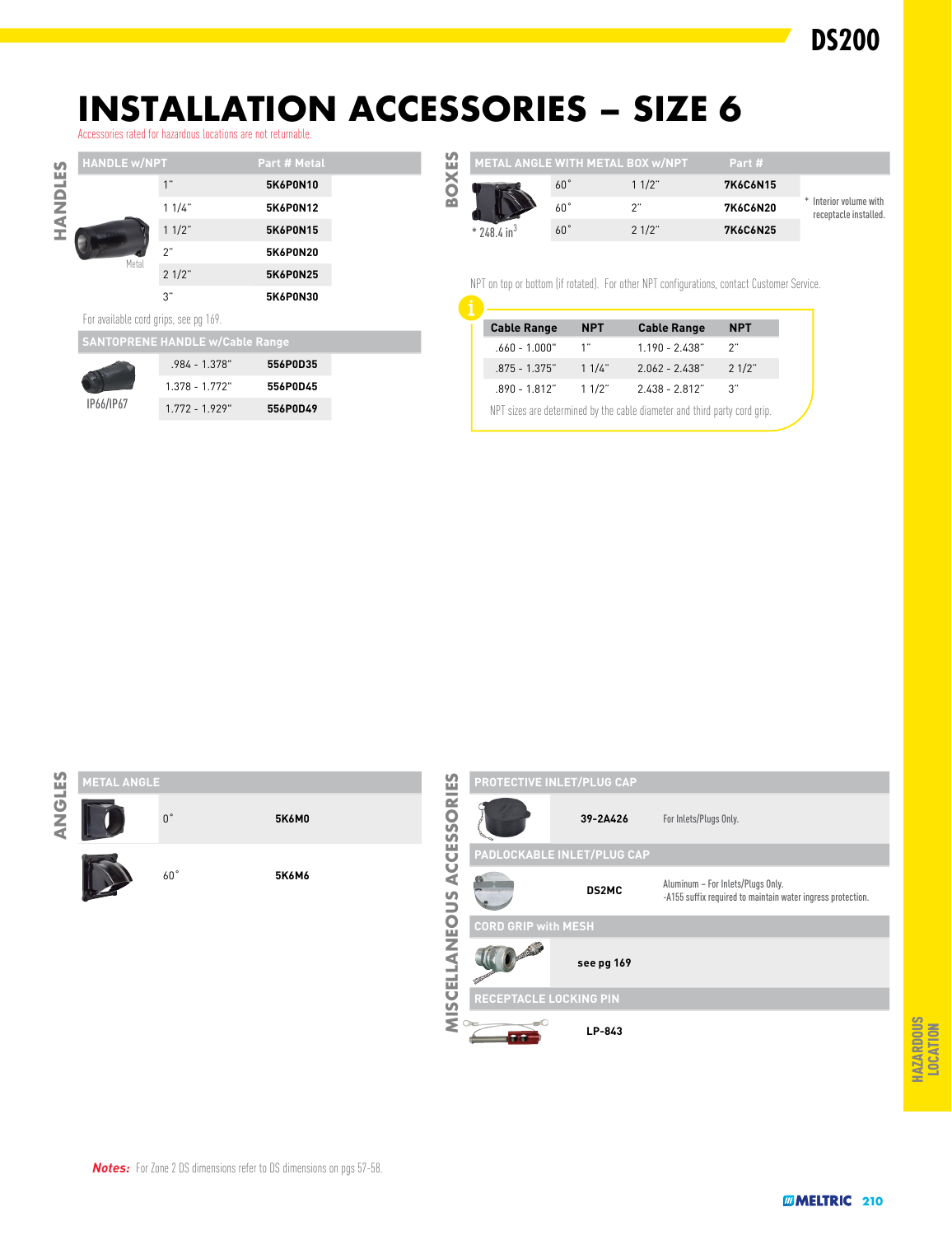# INSTALLATION ACCESSORIES – SIZE 6

Accessories rated for hazardous locations are not returnable.

## HANDLES

| HANDLE w/NPT | Part # Metal |
|---|---|
| 1" | 5K6P0N10 |
| 1 1/4" | 5K6P0N12 |
| 1 1/2" | 5K6P0N15 |
| 2" | 5K6P0N20 |
| 2 1/2" | 5K6P0N25 |
| 3" | 5K6P0N30 |

Metal

For available cord grips, see pg 169.

| SANTOPRENE HANDLE w/Cable Range | |
|---|---|
| .984 - 1.378" | 556P0D35 |
| 1.378 - 1.772" | 556P0D45 |
| 1.772 - 1.929" | 556P0D49 |

IP66/IP67

## BOXES

| METAL ANGLE WITH METAL BOX w/NPT | | Part # |
|---|---|---|
| 60˚ | 1 1/2" | 7K6C6N15 |
| 60˚ | 2" | 7K6C6N20 |
| 60˚ | 2 1/2" | 7K6C6N25 |

* 248.4 in$^3$

* Interior volume with receptacle installed.

NPT on top or bottom (if rotated). For other NPT configurations, contact Customer Service.

| Cable Range | NPT | Cable Range | NPT |
|---|---|---|---|
| .660 - 1.000" | 1" | 1.190 - 2.438" | 2" |
| .875 - 1.375" | 1 1/4" | 2.062 - 2.438" | 2 1/2" |
| .890 - 1.812" | 1 1/2" | 2.438 - 2.812" | 3" |

NPT sizes are determined by the cable diameter and third party cord grip.

## ANGLES

| METAL ANGLE | |
|---|---|
| 0˚ | 5K6M0 |
| 60˚ | 5K6M6 |

## MISCELLANEOUS ACCESSORIES

| PROTECTIVE INLET/PLUG CAP | |
|---|---|
| 39-2A426 | For Inlets/Plugs Only. |

| PADLOCKABLE INLET/PLUG CAP | |
|---|---|
| DS2MC | Aluminum – For Inlets/Plugs Only. -A155 suffix required to maintain water ingress protection. |

| CORD GRIP with MESH |
|---|
| see pg 169 |

| RECEPTACLE LOCKING PIN |
|---|
| LP-843 |

***Notes:*** For Zone 2 DS dimensions refer to DS dimensions on pgs 57-58.